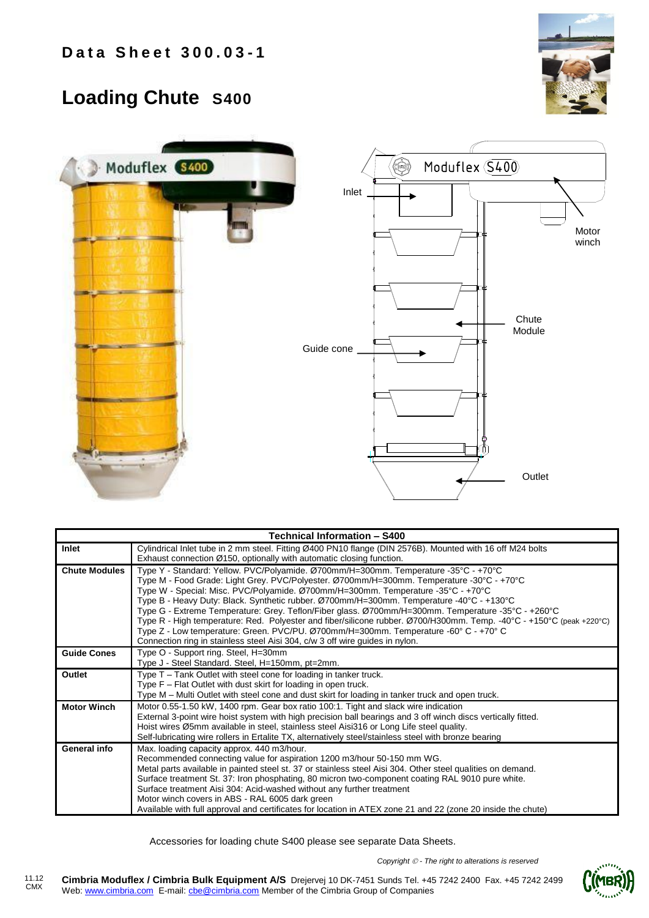**Data Sheet 300.03-1**

# Loading Chute S400

Inlet

Motor winch

Chute Module

Guide cone

Outlet

| Technical Information – S400 | |
|---|---|
| **Inlet** | Cylindrical Inlet tube in 2 mm steel. Fitting Ø400 PN10 flange (DIN 2576B). Mounted with 16 off M24 bolts<br>Exhaust connection Ø150, optionally with automatic closing function. |
| **Chute Modules** | Type Y - Standard: Yellow. PVC/Polyamide. Ø700mm/H=300mm. Temperature -35°C - +70°C<br>Type M - Food Grade: Light Grey. PVC/Polyester. Ø700mm/H=300mm. Temperature -30°C - +70°C<br>Type W - Special: Misc. PVC/Polyamide. Ø700mm/H=300mm. Temperature -35°C - +70°C<br>Type B - Heavy Duty: Black. Synthetic rubber. Ø700mm/H=300mm. Temperature -40°C - +130°C<br>Type G - Extreme Temperature: Grey. Teflon/Fiber glass. Ø700mm/H=300mm. Temperature -35°C - +260°C<br>Type R - High temperature: Red. Polyester and fiber/silicone rubber. Ø700/H300mm. Temp. -40°C - +150°C (peak +220°C)<br>Type Z - Low temperature: Green. PVC/PU. Ø700mm/H=300mm. Temperature -60° C - +70° C<br>Connection ring in stainless steel Aisi 304, c/w 3 off wire guides in nylon. |
| **Guide Cones** | Type O - Support ring. Steel, H=30mm<br>Type J - Steel Standard. Steel, H=150mm, pt=2mm. |
| **Outlet** | Type T – Tank Outlet with steel cone for loading in tanker truck.<br>Type F – Flat Outlet with dust skirt for loading in open truck.<br>Type M – Multi Outlet with steel cone and dust skirt for loading in tanker truck and open truck. |
| **Motor Winch** | Motor 0.55-1.50 kW, 1400 rpm. Gear box ratio 100:1. Tight and slack wire indication<br>External 3-point wire hoist system with high precision ball bearings and 3 off winch discs vertically fitted.<br>Hoist wires Ø5mm available in steel, stainless steel Aisi316 or Long Life steel quality.<br>Self-lubricating wire rollers in Ertalite TX, alternatively steel/stainless steel with bronze bearing |
| **General info** | Max. loading capacity approx. 440 m3/hour.<br>Recommended connecting value for aspiration 1200 m3/hour 50-150 mm WG.<br>Metal parts available in painted steel st. 37 or stainless steel Aisi 304. Other steel qualities on demand.<br>Surface treatment St. 37: Iron phosphating, 80 micron two-component coating RAL 9010 pure white.<br>Surface treatment Aisi 304: Acid-washed without any further treatment<br>Motor winch covers in ABS - RAL 6005 dark green<br>Available with full approval and certificates for location in ATEX zone 21 and 22 (zone 20 inside the chute) |

Accessories for loading chute S400 please see separate Data Sheets.

*Copyright © - The right to alterations is reserved*

11.12 CMX

**Cimbria Moduflex / Cimbria Bulk Equipment A/S** Drejervej 10 DK-7451 Sunds Tel. +45 7242 2400 Fax. +45 7242 2499
Web: www.cimbria.com E-mail: cbe@cimbria.com Member of the Cimbria Group of Companies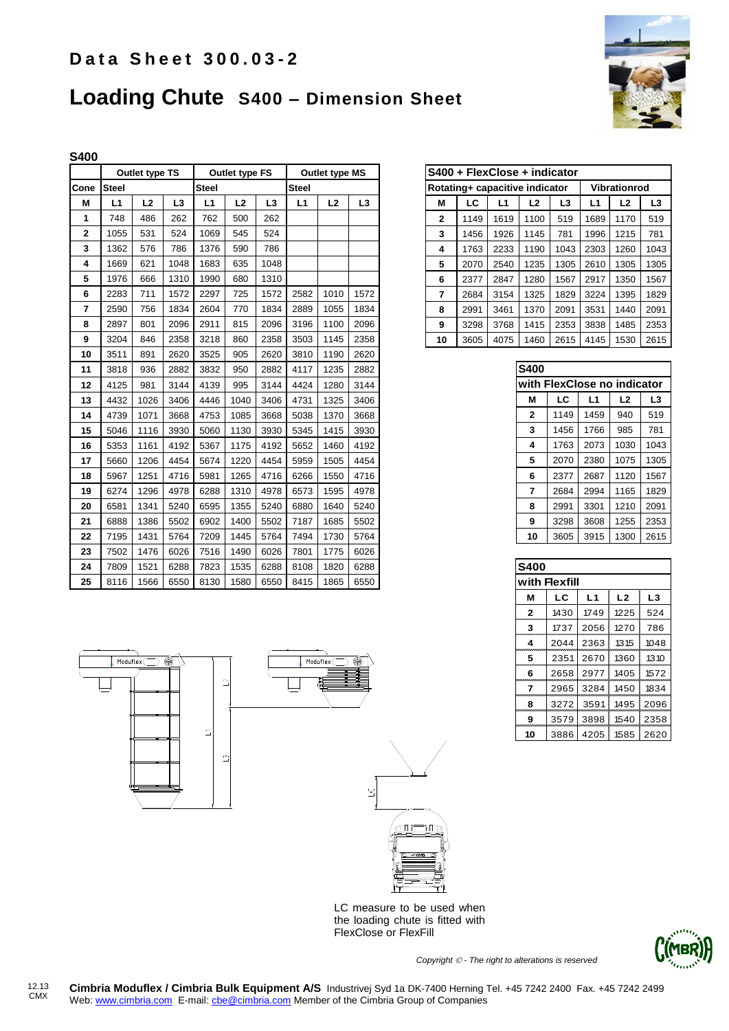# Data Sheet 300.03-2

# Loading Chute S400 – Dimension Sheet

**S400**

| | Outlet type TS | | | Outlet type FS | | | Outlet type MS | | |
|---|---|---|---|---|---|---|---|---|---|
| Cone | Steel | | | Steel | | | Steel | | |
| M | L1 | L2 | L3 | L1 | L2 | L3 | L1 | L2 | L3 |
| 1 | 748 | 486 | 262 | 762 | 500 | 262 | | | |
| 2 | 1055 | 531 | 524 | 1069 | 545 | 524 | | | |
| 3 | 1362 | 576 | 786 | 1376 | 590 | 786 | | | |
| 4 | 1669 | 621 | 1048 | 1683 | 635 | 1048 | | | |
| 5 | 1976 | 666 | 1310 | 1990 | 680 | 1310 | | | |
| 6 | 2283 | 711 | 1572 | 2297 | 725 | 1572 | 2582 | 1010 | 1572 |
| 7 | 2590 | 756 | 1834 | 2604 | 770 | 1834 | 2889 | 1055 | 1834 |
| 8 | 2897 | 801 | 2096 | 2911 | 815 | 2096 | 3196 | 1100 | 2096 |
| 9 | 3204 | 846 | 2358 | 3218 | 860 | 2358 | 3503 | 1145 | 2358 |
| 10 | 3511 | 891 | 2620 | 3525 | 905 | 2620 | 3810 | 1190 | 2620 |
| 11 | 3818 | 936 | 2882 | 3832 | 950 | 2882 | 4117 | 1235 | 2882 |
| 12 | 4125 | 981 | 3144 | 4139 | 995 | 3144 | 4424 | 1280 | 3144 |
| 13 | 4432 | 1026 | 3406 | 4446 | 1040 | 3406 | 4731 | 1325 | 3406 |
| 14 | 4739 | 1071 | 3668 | 4753 | 1085 | 3668 | 5038 | 1370 | 3668 |
| 15 | 5046 | 1116 | 3930 | 5060 | 1130 | 3930 | 5345 | 1415 | 3930 |
| 16 | 5353 | 1161 | 4192 | 5367 | 1175 | 4192 | 5652 | 1460 | 4192 |
| 17 | 5660 | 1206 | 4454 | 5674 | 1220 | 4454 | 5959 | 1505 | 4454 |
| 18 | 5967 | 1251 | 4716 | 5981 | 1265 | 4716 | 6266 | 1550 | 4716 |
| 19 | 6274 | 1296 | 4978 | 6288 | 1310 | 4978 | 6573 | 1595 | 4978 |
| 20 | 6581 | 1341 | 5240 | 6595 | 1355 | 5240 | 6880 | 1640 | 5240 |
| 21 | 6888 | 1386 | 5502 | 6902 | 1400 | 5502 | 7187 | 1685 | 5502 |
| 22 | 7195 | 1431 | 5764 | 7209 | 1445 | 5764 | 7494 | 1730 | 5764 |
| 23 | 7502 | 1476 | 6026 | 7516 | 1490 | 6026 | 7801 | 1775 | 6026 |
| 24 | 7809 | 1521 | 6288 | 7823 | 1535 | 6288 | 8108 | 1820 | 6288 |
| 25 | 8116 | 1566 | 6550 | 8130 | 1580 | 6550 | 8415 | 1865 | 6550 |

**S400 + FlexClose + indicator**

| | Rotating+ capacitive indicator | | | | Vibrationrod | | |
|---|---|---|---|---|---|---|---|
| M | LC | L1 | L2 | L3 | L1 | L2 | L3 |
| 2 | 1149 | 1619 | 1100 | 519 | 1689 | 1170 | 519 |
| 3 | 1456 | 1926 | 1145 | 781 | 1996 | 1215 | 781 |
| 4 | 1763 | 2233 | 1190 | 1043 | 2303 | 1260 | 1043 |
| 5 | 2070 | 2540 | 1235 | 1305 | 2610 | 1305 | 1305 |
| 6 | 2377 | 2847 | 1280 | 1567 | 2917 | 1350 | 1567 |
| 7 | 2684 | 3154 | 1325 | 1829 | 3224 | 1395 | 1829 |
| 8 | 2991 | 3461 | 1370 | 2091 | 3531 | 1440 | 2091 |
| 9 | 3298 | 3768 | 1415 | 2353 | 3838 | 1485 | 2353 |
| 10 | 3605 | 4075 | 1460 | 2615 | 4145 | 1530 | 2615 |

**S400 with FlexClose no indicator**

| M | LC | L1 | L2 | L3 |
|---|---|---|---|---|
| 2 | 1149 | 1459 | 940 | 519 |
| 3 | 1456 | 1766 | 985 | 781 |
| 4 | 1763 | 2073 | 1030 | 1043 |
| 5 | 2070 | 2380 | 1075 | 1305 |
| 6 | 2377 | 2687 | 1120 | 1567 |
| 7 | 2684 | 2994 | 1165 | 1829 |
| 8 | 2991 | 3301 | 1210 | 2091 |
| 9 | 3298 | 3608 | 1255 | 2353 |
| 10 | 3605 | 3915 | 1300 | 2615 |

**S400 with Flexfill**

| M | LC | L1 | L2 | L3 |
|---|---|---|---|---|
| 2 | 1430 | 1749 | 1225 | 524 |
| 3 | 1737 | 2056 | 1270 | 786 |
| 4 | 2044 | 2363 | 1315 | 1048 |
| 5 | 2351 | 2670 | 1360 | 1310 |
| 6 | 2658 | 2977 | 1405 | 1572 |
| 7 | 2965 | 3284 | 1450 | 1834 |
| 8 | 3272 | 3591 | 1495 | 2096 |
| 9 | 3579 | 3898 | 1540 | 2358 |
| 10 | 3886 | 4205 | 1585 | 2620 |

Moduflex

Moduflex

L2

L1

L3

LC

LC measure to be used when the loading chute is fitted with FlexClose or FlexFill

*Copyright © - The right to alterations is reserved*

12.13 CMX

**Cimbria Moduflex / Cimbria Bulk Equipment A/S** Industrivej Syd 1a DK-7400 Herning Tel. +45 7242 2400 Fax. +45 7242 2499
Web: www.cimbria.com E-mail: cbe@cimbria.com Member of the Cimbria Group of Companies